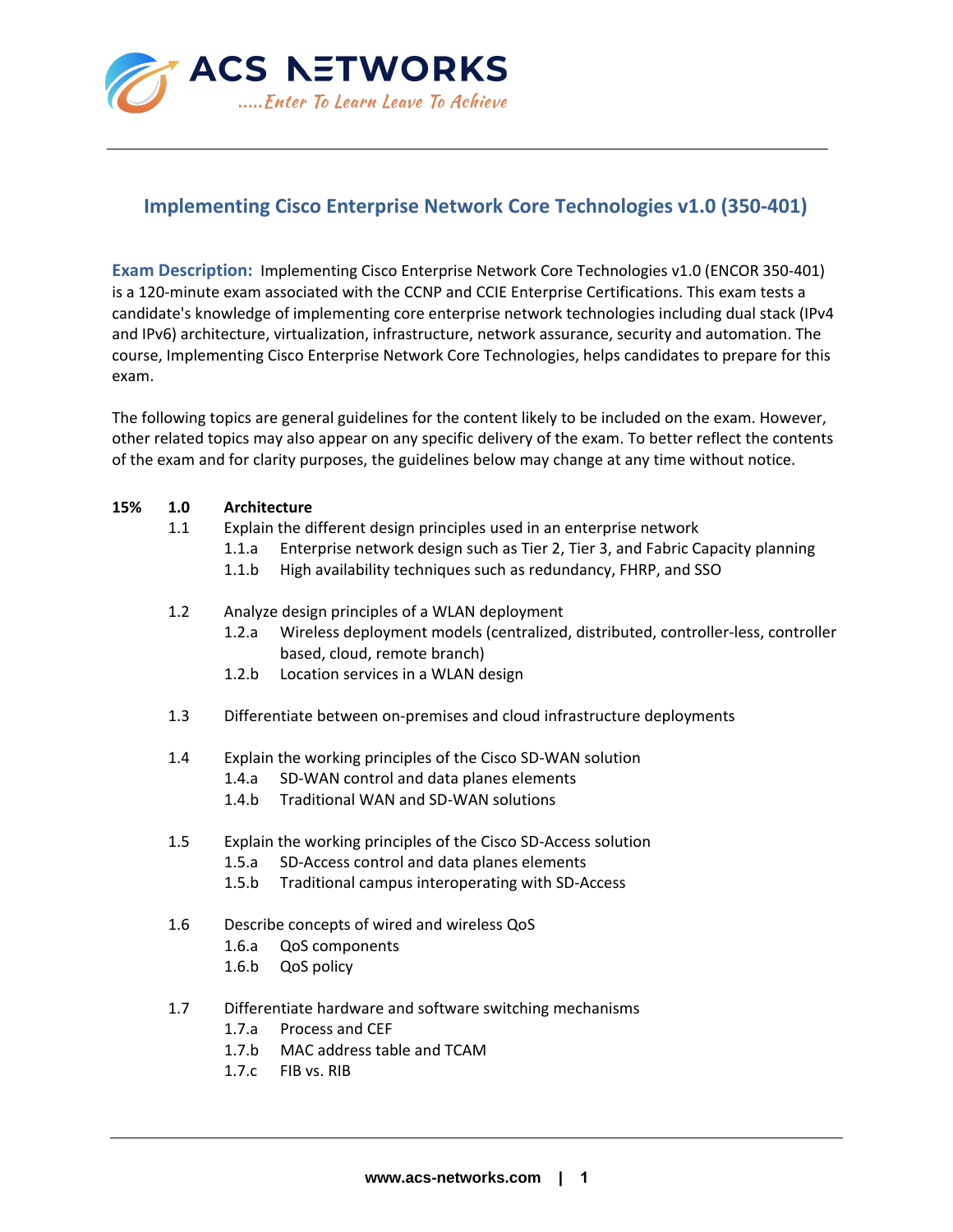ACS NETWORKS

.....Enter To Learn Leave To Achieve

---

# Implementing Cisco Enterprise Network Core Technologies v1.0 (350-401)

**Exam Description:** Implementing Cisco Enterprise Network Core Technologies v1.0 (ENCOR 350-401) is a 120-minute exam associated with the CCNP and CCIE Enterprise Certifications. This exam tests a candidate's knowledge of implementing core enterprise network technologies including dual stack (IPv4 and IPv6) architecture, virtualization, infrastructure, network assurance, security and automation. The course, Implementing Cisco Enterprise Network Core Technologies, helps candidates to prepare for this exam.

The following topics are general guidelines for the content likely to be included on the exam. However, other related topics may also appear on any specific delivery of the exam. To better reflect the contents of the exam and for clarity purposes, the guidelines below may change at any time without notice.

**15% 1.0 Architecture**

- 1.1 Explain the different design principles used in an enterprise network
  - 1.1.a Enterprise network design such as Tier 2, Tier 3, and Fabric Capacity planning
  - 1.1.b High availability techniques such as redundancy, FHRP, and SSO
- 1.2 Analyze design principles of a WLAN deployment
  - 1.2.a Wireless deployment models (centralized, distributed, controller-less, controller based, cloud, remote branch)
  - 1.2.b Location services in a WLAN design
- 1.3 Differentiate between on-premises and cloud infrastructure deployments
- 1.4 Explain the working principles of the Cisco SD-WAN solution
  - 1.4.a SD-WAN control and data planes elements
  - 1.4.b Traditional WAN and SD-WAN solutions
- 1.5 Explain the working principles of the Cisco SD-Access solution
  - 1.5.a SD-Access control and data planes elements
  - 1.5.b Traditional campus interoperating with SD-Access
- 1.6 Describe concepts of wired and wireless QoS
  - 1.6.a QoS components
  - 1.6.b QoS policy
- 1.7 Differentiate hardware and software switching mechanisms
  - 1.7.a Process and CEF
  - 1.7.b MAC address table and TCAM
  - 1.7.c FIB vs. RIB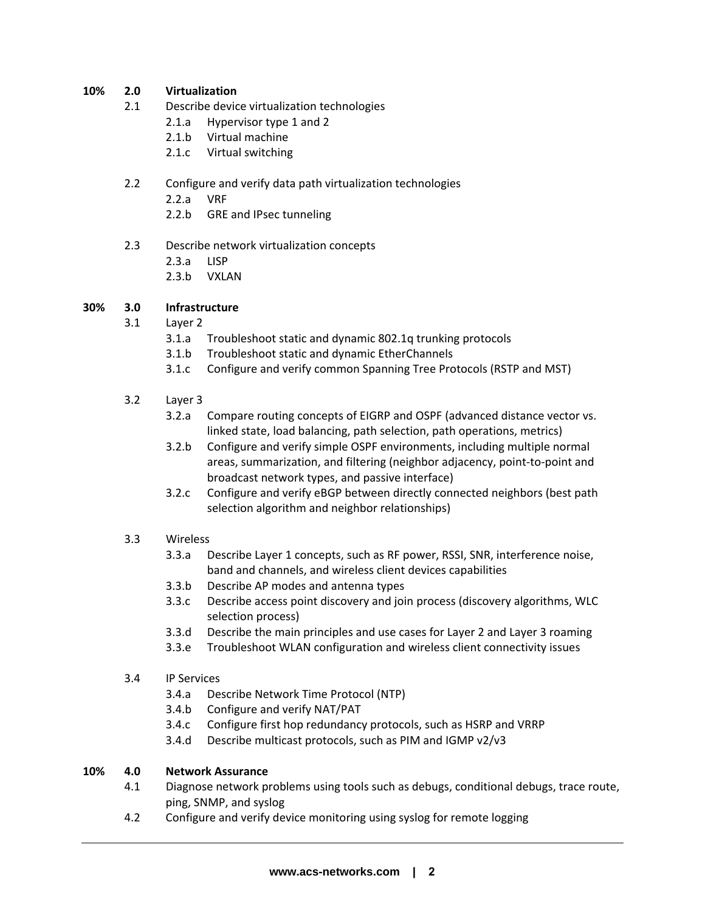## 10% 2.0 Virtualization

- 2.1 Describe device virtualization technologies
  - 2.1.a Hypervisor type 1 and 2
  - 2.1.b Virtual machine
  - 2.1.c Virtual switching
- 2.2 Configure and verify data path virtualization technologies
  - 2.2.a VRF
  - 2.2.b GRE and IPsec tunneling
- 2.3 Describe network virtualization concepts
  - 2.3.a LISP
  - 2.3.b VXLAN

## 30% 3.0 Infrastructure

- 3.1 Layer 2
  - 3.1.a Troubleshoot static and dynamic 802.1q trunking protocols
  - 3.1.b Troubleshoot static and dynamic EtherChannels
  - 3.1.c Configure and verify common Spanning Tree Protocols (RSTP and MST)
- 3.2 Layer 3
  - 3.2.a Compare routing concepts of EIGRP and OSPF (advanced distance vector vs. linked state, load balancing, path selection, path operations, metrics)
  - 3.2.b Configure and verify simple OSPF environments, including multiple normal areas, summarization, and filtering (neighbor adjacency, point-to-point and broadcast network types, and passive interface)
  - 3.2.c Configure and verify eBGP between directly connected neighbors (best path selection algorithm and neighbor relationships)
- 3.3 Wireless
  - 3.3.a Describe Layer 1 concepts, such as RF power, RSSI, SNR, interference noise, band and channels, and wireless client devices capabilities
  - 3.3.b Describe AP modes and antenna types
  - 3.3.c Describe access point discovery and join process (discovery algorithms, WLC selection process)
  - 3.3.d Describe the main principles and use cases for Layer 2 and Layer 3 roaming
  - 3.3.e Troubleshoot WLAN configuration and wireless client connectivity issues
- 3.4 IP Services
  - 3.4.a Describe Network Time Protocol (NTP)
  - 3.4.b Configure and verify NAT/PAT
  - 3.4.c Configure first hop redundancy protocols, such as HSRP and VRRP
  - 3.4.d Describe multicast protocols, such as PIM and IGMP v2/v3

## 10% 4.0 Network Assurance

- 4.1 Diagnose network problems using tools such as debugs, conditional debugs, trace route, ping, SNMP, and syslog
- 4.2 Configure and verify device monitoring using syslog for remote logging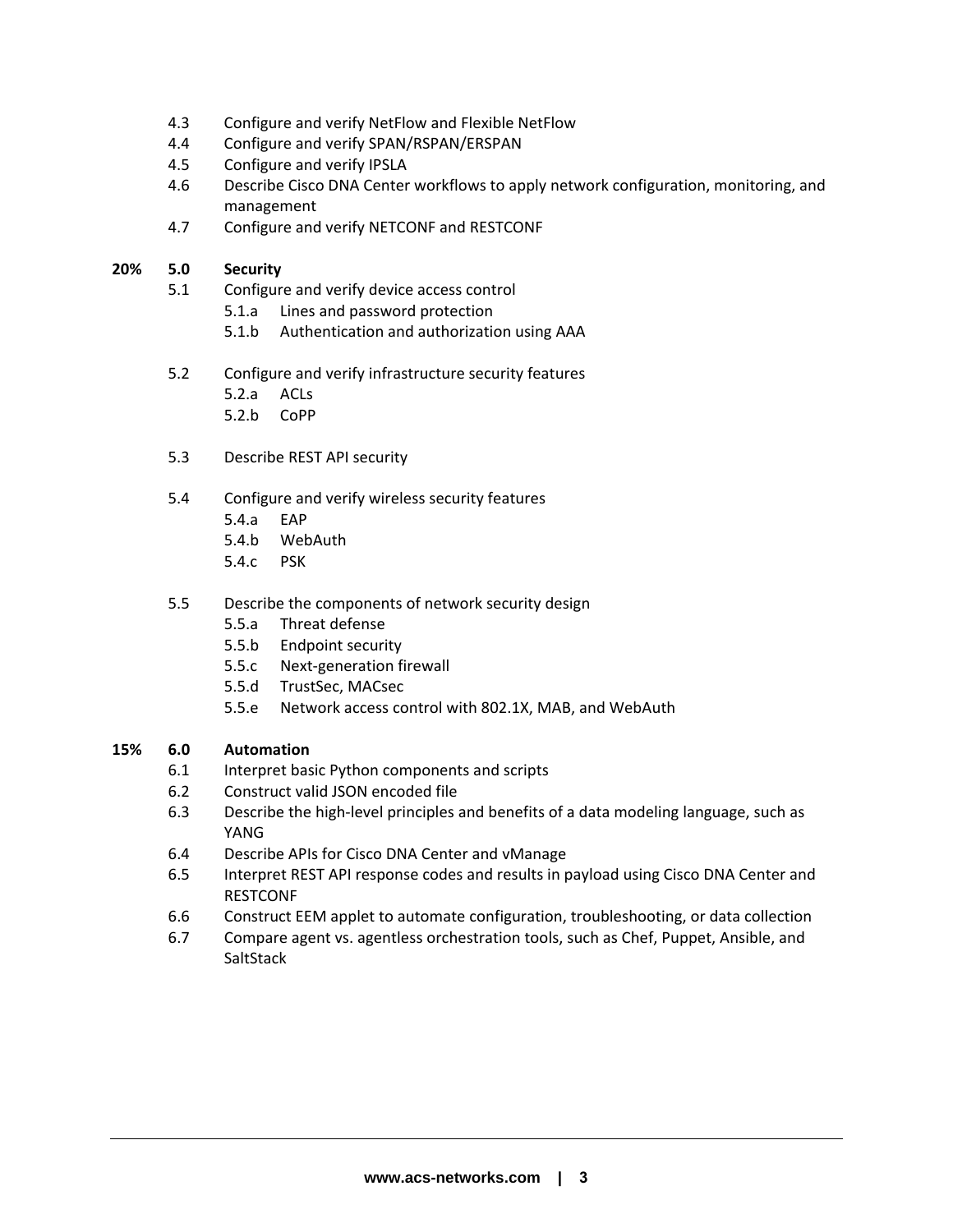- 4.3 Configure and verify NetFlow and Flexible NetFlow
- 4.4 Configure and verify SPAN/RSPAN/ERSPAN
- 4.5 Configure and verify IPSLA
- 4.6 Describe Cisco DNA Center workflows to apply network configuration, monitoring, and management
- 4.7 Configure and verify NETCONF and RESTCONF

**20% 5.0 Security**

- 5.1 Configure and verify device access control
  - 5.1.a Lines and password protection
  - 5.1.b Authentication and authorization using AAA
- 5.2 Configure and verify infrastructure security features
  - 5.2.a ACLs
  - 5.2.b CoPP
- 5.3 Describe REST API security
- 5.4 Configure and verify wireless security features
  - 5.4.a EAP
  - 5.4.b WebAuth
  - 5.4.c PSK
- 5.5 Describe the components of network security design
  - 5.5.a Threat defense
  - 5.5.b Endpoint security
  - 5.5.c Next-generation firewall
  - 5.5.d TrustSec, MACsec
  - 5.5.e Network access control with 802.1X, MAB, and WebAuth

**15% 6.0 Automation**

- 6.1 Interpret basic Python components and scripts
- 6.2 Construct valid JSON encoded file
- 6.3 Describe the high-level principles and benefits of a data modeling language, such as YANG
- 6.4 Describe APIs for Cisco DNA Center and vManage
- 6.5 Interpret REST API response codes and results in payload using Cisco DNA Center and RESTCONF
- 6.6 Construct EEM applet to automate configuration, troubleshooting, or data collection
- 6.7 Compare agent vs. agentless orchestration tools, such as Chef, Puppet, Ansible, and SaltStack